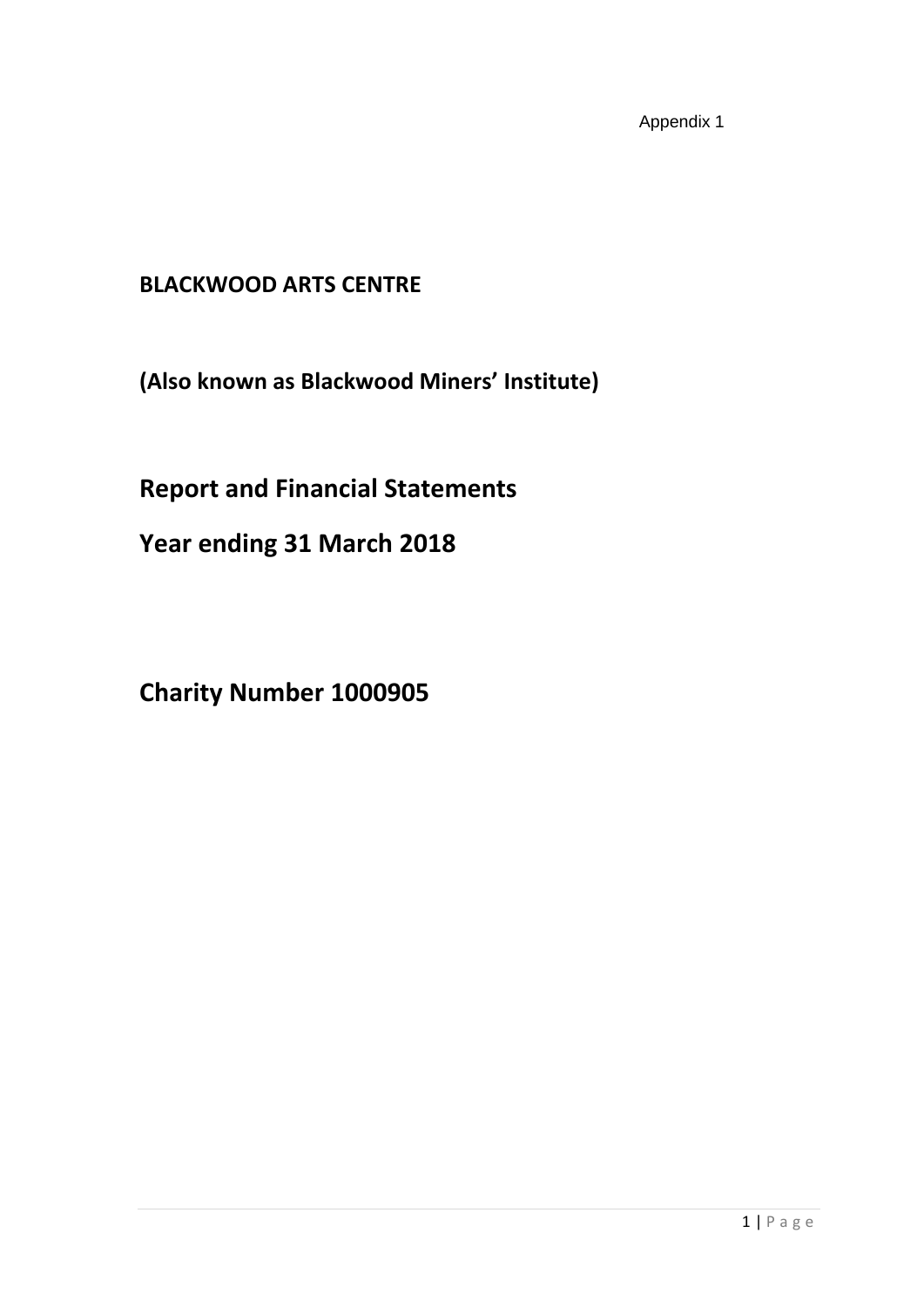Appendix 1

**BLACKWOOD ARTS CENTRE**

**(Also known as Blackwood Miners' Institute)**

# Report and Financial Statements

# Year ending 31 March 2018

# Charity Number 1000905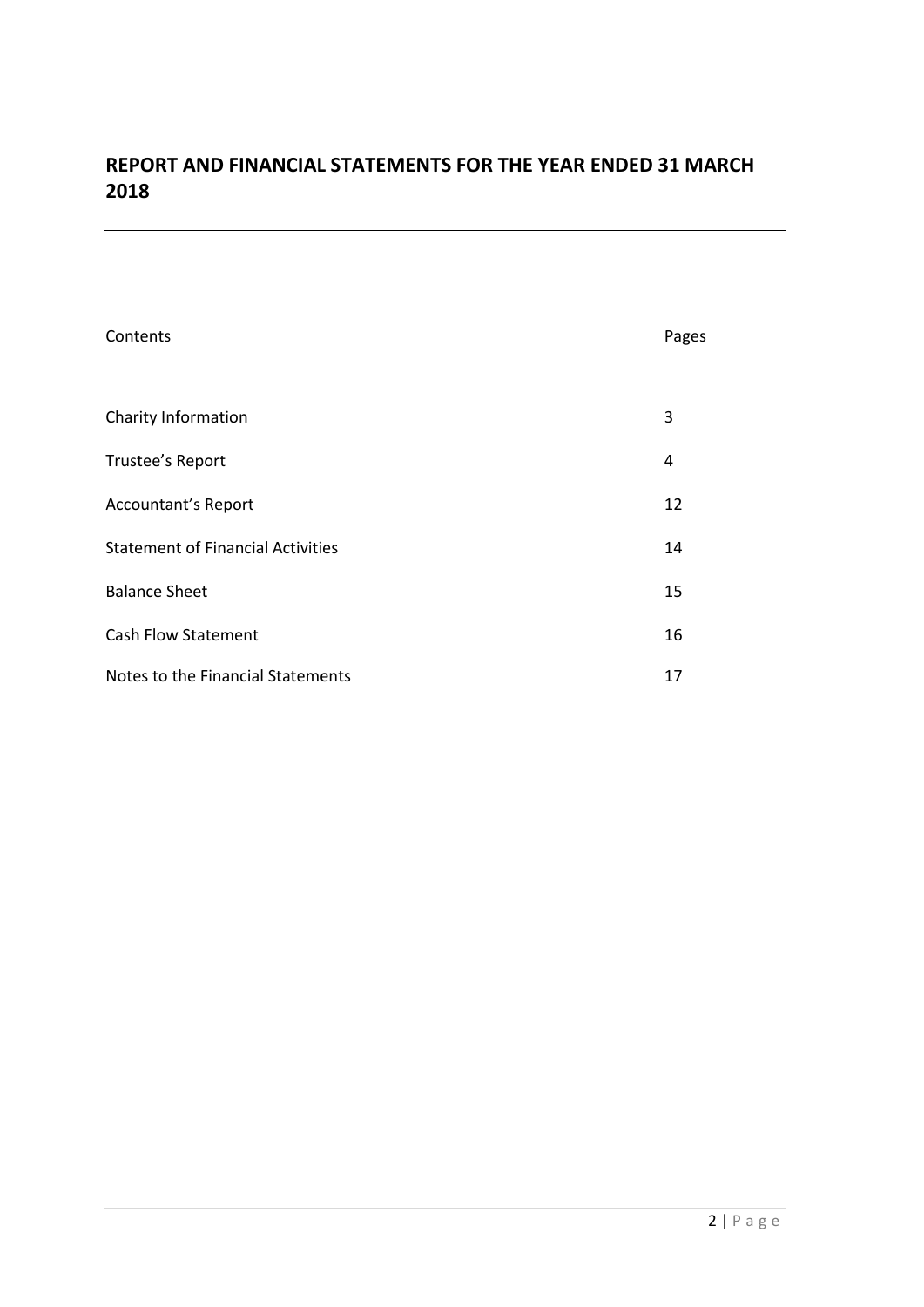# REPORT AND FINANCIAL STATEMENTS FOR THE YEAR ENDED 31 MARCH 2018

| Contents | Pages |
|---|---|
| Charity Information | 3 |
| Trustee's Report | 4 |
| Accountant's Report | 12 |
| Statement of Financial Activities | 14 |
| Balance Sheet | 15 |
| Cash Flow Statement | 16 |
| Notes to the Financial Statements | 17 |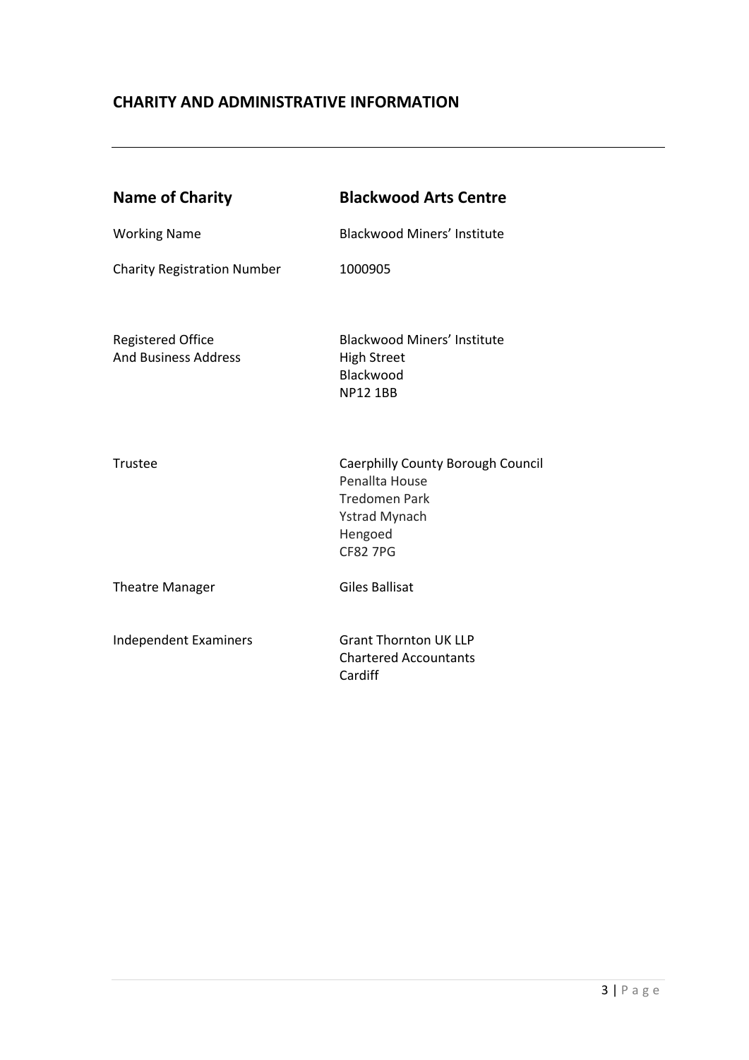## CHARITY AND ADMINISTRATIVE INFORMATION

---

| | |
|---|---|
| **Name of Charity** | **Blackwood Arts Centre** |
| Working Name | Blackwood Miners' Institute |
| Charity Registration Number | 1000905 |
| Registered Office<br>And Business Address | Blackwood Miners' Institute<br>High Street<br>Blackwood<br>NP12 1BB |
| Trustee | Caerphilly County Borough Council<br>Penallta House<br>Tredomen Park<br>Ystrad Mynach<br>Hengoed<br>CF82 7PG |
| Theatre Manager | Giles Ballisat |
| Independent Examiners | Grant Thornton UK LLP<br>Chartered Accountants<br>Cardiff |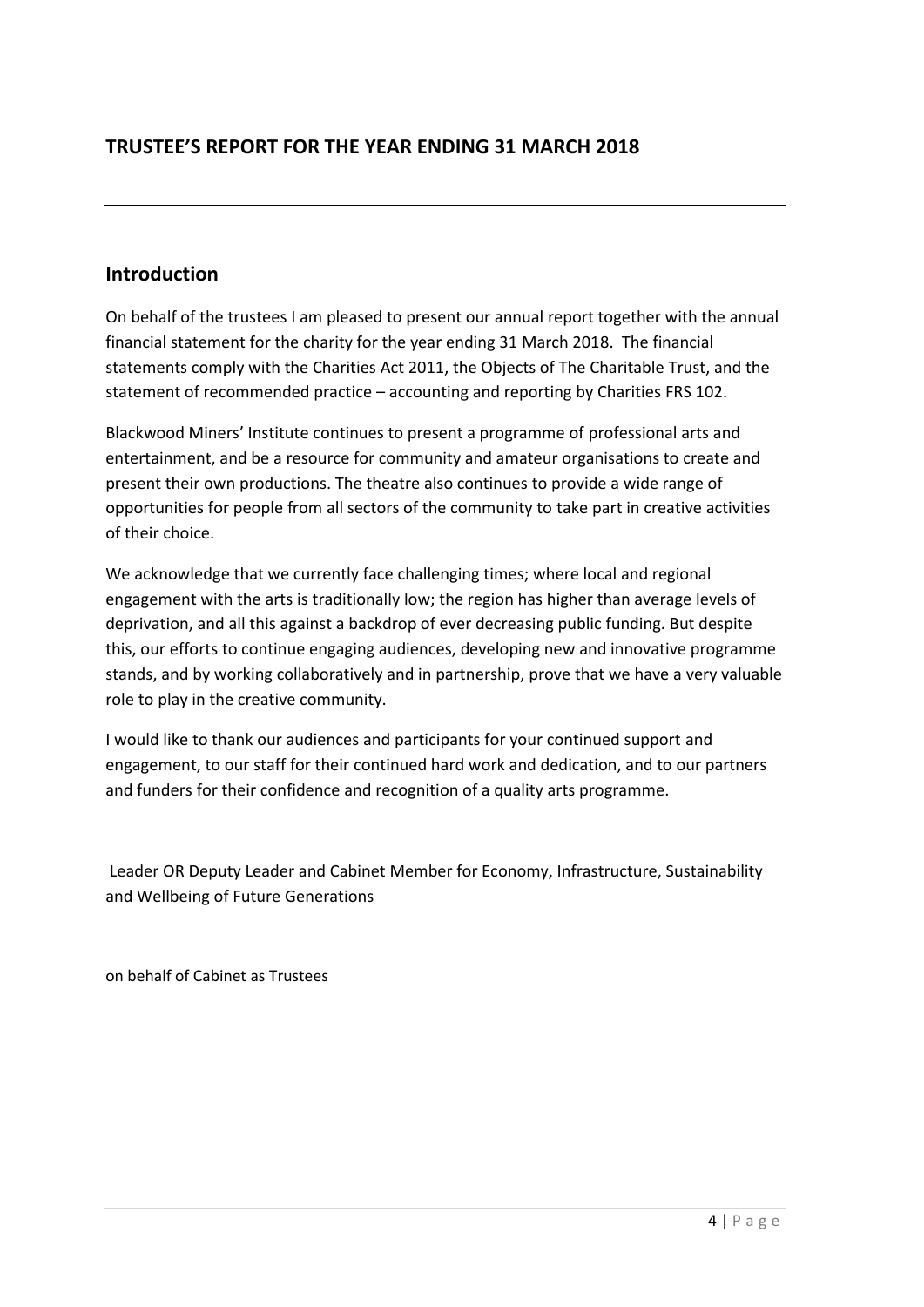## TRUSTEE'S REPORT FOR THE YEAR ENDING 31 MARCH 2018

---

## Introduction

On behalf of the trustees I am pleased to present our annual report together with the annual financial statement for the charity for the year ending 31 March 2018. The financial statements comply with the Charities Act 2011, the Objects of The Charitable Trust, and the statement of recommended practice – accounting and reporting by Charities FRS 102.

Blackwood Miners' Institute continues to present a programme of professional arts and entertainment, and be a resource for community and amateur organisations to create and present their own productions. The theatre also continues to provide a wide range of opportunities for people from all sectors of the community to take part in creative activities of their choice.

We acknowledge that we currently face challenging times; where local and regional engagement with the arts is traditionally low; the region has higher than average levels of deprivation, and all this against a backdrop of ever decreasing public funding. But despite this, our efforts to continue engaging audiences, developing new and innovative programme stands, and by working collaboratively and in partnership, prove that we have a very valuable role to play in the creative community.

I would like to thank our audiences and participants for your continued support and engagement, to our staff for their continued hard work and dedication, and to our partners and funders for their confidence and recognition of a quality arts programme.

Leader OR Deputy Leader and Cabinet Member for Economy, Infrastructure, Sustainability and Wellbeing of Future Generations

on behalf of Cabinet as Trustees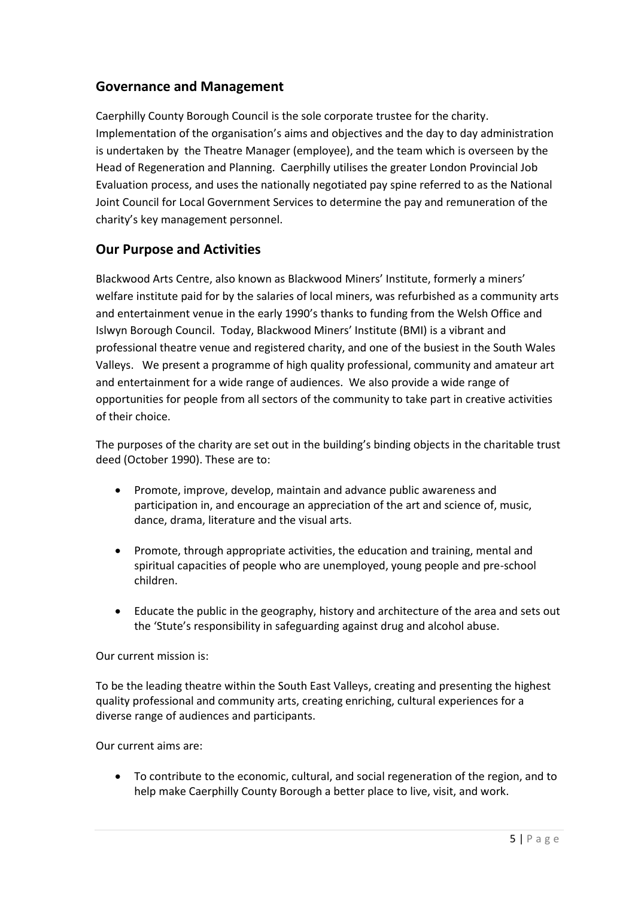## Governance and Management

Caerphilly County Borough Council is the sole corporate trustee for the charity. Implementation of the organisation's aims and objectives and the day to day administration is undertaken by the Theatre Manager (employee), and the team which is overseen by the Head of Regeneration and Planning. Caerphilly utilises the greater London Provincial Job Evaluation process, and uses the nationally negotiated pay spine referred to as the National Joint Council for Local Government Services to determine the pay and remuneration of the charity's key management personnel.

## Our Purpose and Activities

Blackwood Arts Centre, also known as Blackwood Miners' Institute, formerly a miners' welfare institute paid for by the salaries of local miners, was refurbished as a community arts and entertainment venue in the early 1990's thanks to funding from the Welsh Office and Islwyn Borough Council. Today, Blackwood Miners' Institute (BMI) is a vibrant and professional theatre venue and registered charity, and one of the busiest in the South Wales Valleys. We present a programme of high quality professional, community and amateur art and entertainment for a wide range of audiences. We also provide a wide range of opportunities for people from all sectors of the community to take part in creative activities of their choice.

The purposes of the charity are set out in the building's binding objects in the charitable trust deed (October 1990). These are to:

- Promote, improve, develop, maintain and advance public awareness and participation in, and encourage an appreciation of the art and science of, music, dance, drama, literature and the visual arts.
- Promote, through appropriate activities, the education and training, mental and spiritual capacities of people who are unemployed, young people and pre-school children.
- Educate the public in the geography, history and architecture of the area and sets out the 'Stute's responsibility in safeguarding against drug and alcohol abuse.

Our current mission is:

To be the leading theatre within the South East Valleys, creating and presenting the highest quality professional and community arts, creating enriching, cultural experiences for a diverse range of audiences and participants.

Our current aims are:

- To contribute to the economic, cultural, and social regeneration of the region, and to help make Caerphilly County Borough a better place to live, visit, and work.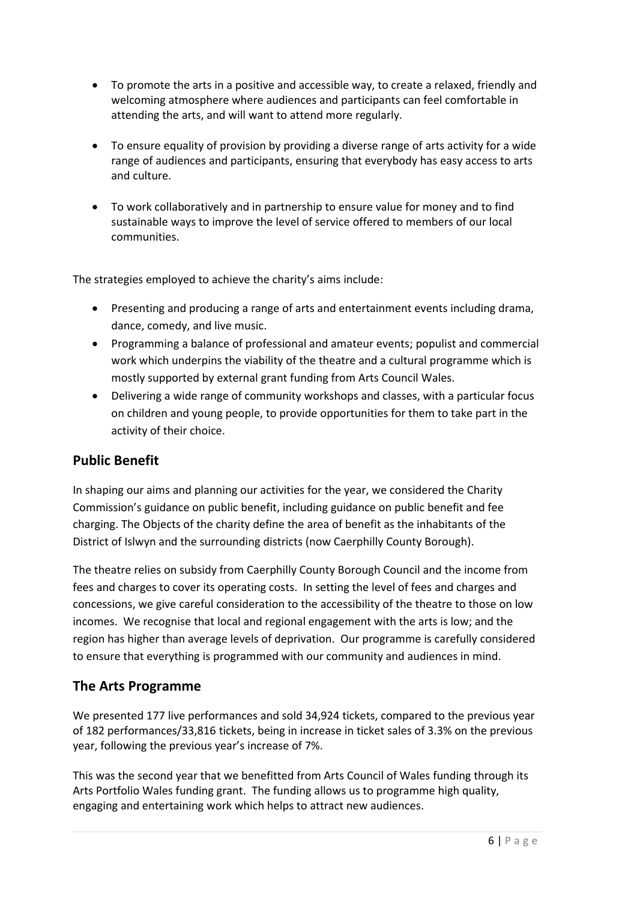- To promote the arts in a positive and accessible way, to create a relaxed, friendly and welcoming atmosphere where audiences and participants can feel comfortable in attending the arts, and will want to attend more regularly.

- To ensure equality of provision by providing a diverse range of arts activity for a wide range of audiences and participants, ensuring that everybody has easy access to arts and culture.

- To work collaboratively and in partnership to ensure value for money and to find sustainable ways to improve the level of service offered to members of our local communities.

The strategies employed to achieve the charity's aims include:

- Presenting and producing a range of arts and entertainment events including drama, dance, comedy, and live music.
- Programming a balance of professional and amateur events; populist and commercial work which underpins the viability of the theatre and a cultural programme which is mostly supported by external grant funding from Arts Council Wales.
- Delivering a wide range of community workshops and classes, with a particular focus on children and young people, to provide opportunities for them to take part in the activity of their choice.

## Public Benefit

In shaping our aims and planning our activities for the year, we considered the Charity Commission's guidance on public benefit, including guidance on public benefit and fee charging. The Objects of the charity define the area of benefit as the inhabitants of the District of Islwyn and the surrounding districts (now Caerphilly County Borough).

The theatre relies on subsidy from Caerphilly County Borough Council and the income from fees and charges to cover its operating costs. In setting the level of fees and charges and concessions, we give careful consideration to the accessibility of the theatre to those on low incomes. We recognise that local and regional engagement with the arts is low; and the region has higher than average levels of deprivation. Our programme is carefully considered to ensure that everything is programmed with our community and audiences in mind.

## The Arts Programme

We presented 177 live performances and sold 34,924 tickets, compared to the previous year of 182 performances/33,816 tickets, being in increase in ticket sales of 3.3% on the previous year, following the previous year's increase of 7%.

This was the second year that we benefitted from Arts Council of Wales funding through its Arts Portfolio Wales funding grant. The funding allows us to programme high quality, engaging and entertaining work which helps to attract new audiences.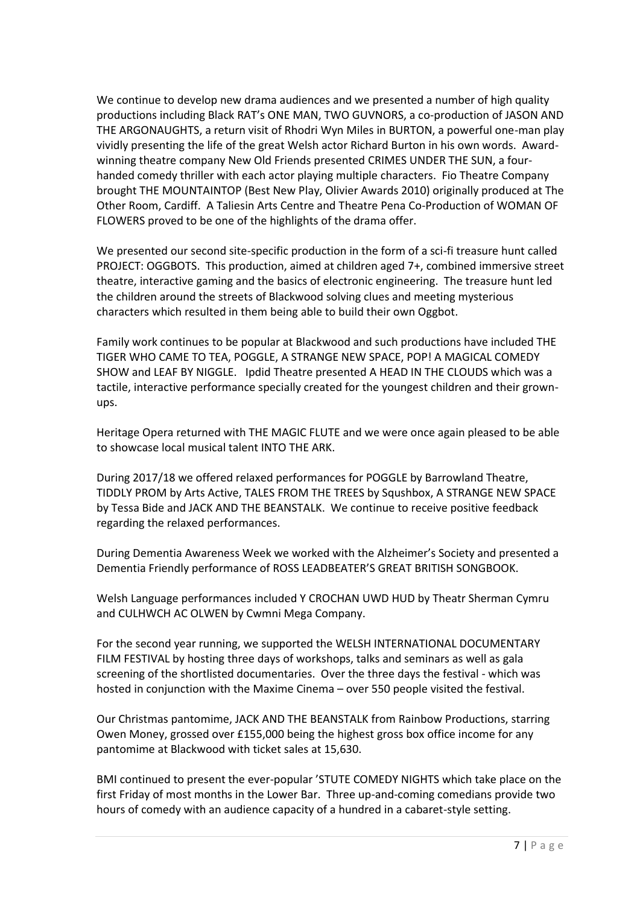We continue to develop new drama audiences and we presented a number of high quality productions including Black RAT's ONE MAN, TWO GUVNORS, a co-production of JASON AND THE ARGONAUGHTS, a return visit of Rhodri Wyn Miles in BURTON, a powerful one-man play vividly presenting the life of the great Welsh actor Richard Burton in his own words. Award-winning theatre company New Old Friends presented CRIMES UNDER THE SUN, a four-handed comedy thriller with each actor playing multiple characters. Fio Theatre Company brought THE MOUNTAINTOP (Best New Play, Olivier Awards 2010) originally produced at The Other Room, Cardiff. A Taliesin Arts Centre and Theatre Pena Co-Production of WOMAN OF FLOWERS proved to be one of the highlights of the drama offer.

We presented our second site-specific production in the form of a sci-fi treasure hunt called PROJECT: OGGBOTS. This production, aimed at children aged 7+, combined immersive street theatre, interactive gaming and the basics of electronic engineering. The treasure hunt led the children around the streets of Blackwood solving clues and meeting mysterious characters which resulted in them being able to build their own Oggbot.

Family work continues to be popular at Blackwood and such productions have included THE TIGER WHO CAME TO TEA, POGGLE, A STRANGE NEW SPACE, POP! A MAGICAL COMEDY SHOW and LEAF BY NIGGLE. Ipdid Theatre presented A HEAD IN THE CLOUDS which was a tactile, interactive performance specially created for the youngest children and their grown-ups.

Heritage Opera returned with THE MAGIC FLUTE and we were once again pleased to be able to showcase local musical talent INTO THE ARK.

During 2017/18 we offered relaxed performances for POGGLE by Barrowland Theatre, TIDDLY PROM by Arts Active, TALES FROM THE TREES by Squshbox, A STRANGE NEW SPACE by Tessa Bide and JACK AND THE BEANSTALK. We continue to receive positive feedback regarding the relaxed performances.

During Dementia Awareness Week we worked with the Alzheimer's Society and presented a Dementia Friendly performance of ROSS LEADBEATER'S GREAT BRITISH SONGBOOK.

Welsh Language performances included Y CROCHAN UWD HUD by Theatr Sherman Cymru and CULHWCH AC OLWEN by Cwmni Mega Company.

For the second year running, we supported the WELSH INTERNATIONAL DOCUMENTARY FILM FESTIVAL by hosting three days of workshops, talks and seminars as well as gala screening of the shortlisted documentaries. Over the three days the festival - which was hosted in conjunction with the Maxime Cinema – over 550 people visited the festival.

Our Christmas pantomime, JACK AND THE BEANSTALK from Rainbow Productions, starring Owen Money, grossed over £155,000 being the highest gross box office income for any pantomime at Blackwood with ticket sales at 15,630.

BMI continued to present the ever-popular 'STUTE COMEDY NIGHTS which take place on the first Friday of most months in the Lower Bar. Three up-and-coming comedians provide two hours of comedy with an audience capacity of a hundred in a cabaret-style setting.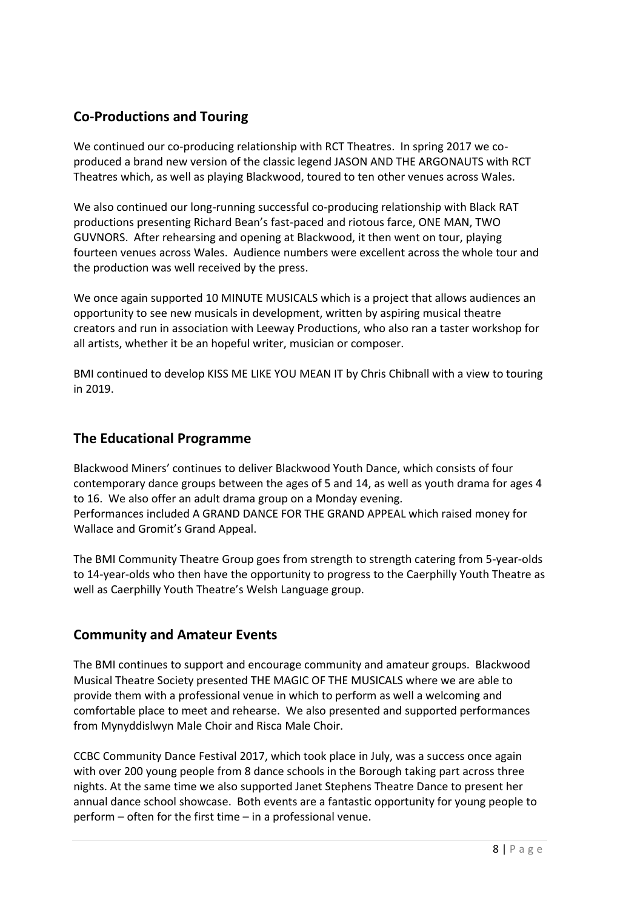## Co-Productions and Touring

We continued our co-producing relationship with RCT Theatres. In spring 2017 we co-produced a brand new version of the classic legend JASON AND THE ARGONAUTS with RCT Theatres which, as well as playing Blackwood, toured to ten other venues across Wales.

We also continued our long-running successful co-producing relationship with Black RAT productions presenting Richard Bean's fast-paced and riotous farce, ONE MAN, TWO GUVNORS. After rehearsing and opening at Blackwood, it then went on tour, playing fourteen venues across Wales. Audience numbers were excellent across the whole tour and the production was well received by the press.

We once again supported 10 MINUTE MUSICALS which is a project that allows audiences an opportunity to see new musicals in development, written by aspiring musical theatre creators and run in association with Leeway Productions, who also ran a taster workshop for all artists, whether it be an hopeful writer, musician or composer.

BMI continued to develop KISS ME LIKE YOU MEAN IT by Chris Chibnall with a view to touring in 2019.

## The Educational Programme

Blackwood Miners' continues to deliver Blackwood Youth Dance, which consists of four contemporary dance groups between the ages of 5 and 14, as well as youth drama for ages 4 to 16. We also offer an adult drama group on a Monday evening.
Performances included A GRAND DANCE FOR THE GRAND APPEAL which raised money for Wallace and Gromit's Grand Appeal.

The BMI Community Theatre Group goes from strength to strength catering from 5-year-olds to 14-year-olds who then have the opportunity to progress to the Caerphilly Youth Theatre as well as Caerphilly Youth Theatre's Welsh Language group.

## Community and Amateur Events

The BMI continues to support and encourage community and amateur groups. Blackwood Musical Theatre Society presented THE MAGIC OF THE MUSICALS where we are able to provide them with a professional venue in which to perform as well a welcoming and comfortable place to meet and rehearse. We also presented and supported performances from Mynyddislwyn Male Choir and Risca Male Choir.

CCBC Community Dance Festival 2017, which took place in July, was a success once again with over 200 young people from 8 dance schools in the Borough taking part across three nights. At the same time we also supported Janet Stephens Theatre Dance to present her annual dance school showcase. Both events are a fantastic opportunity for young people to perform – often for the first time – in a professional venue.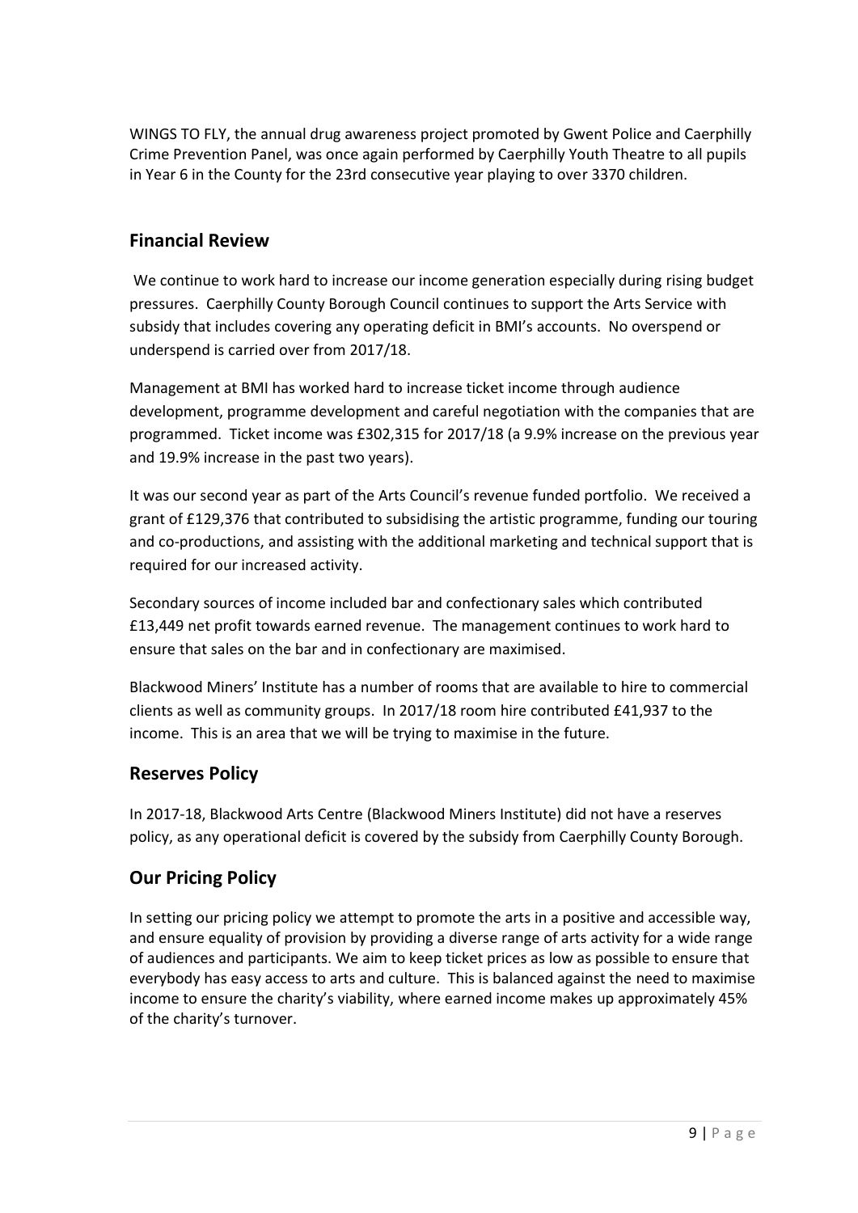WINGS TO FLY, the annual drug awareness project promoted by Gwent Police and Caerphilly Crime Prevention Panel, was once again performed by Caerphilly Youth Theatre to all pupils in Year 6 in the County for the 23rd consecutive year playing to over 3370 children.

## Financial Review

We continue to work hard to increase our income generation especially during rising budget pressures. Caerphilly County Borough Council continues to support the Arts Service with subsidy that includes covering any operating deficit in BMI's accounts. No overspend or underspend is carried over from 2017/18.

Management at BMI has worked hard to increase ticket income through audience development, programme development and careful negotiation with the companies that are programmed. Ticket income was £302,315 for 2017/18 (a 9.9% increase on the previous year and 19.9% increase in the past two years).

It was our second year as part of the Arts Council's revenue funded portfolio. We received a grant of £129,376 that contributed to subsidising the artistic programme, funding our touring and co-productions, and assisting with the additional marketing and technical support that is required for our increased activity.

Secondary sources of income included bar and confectionary sales which contributed £13,449 net profit towards earned revenue. The management continues to work hard to ensure that sales on the bar and in confectionary are maximised.

Blackwood Miners' Institute has a number of rooms that are available to hire to commercial clients as well as community groups. In 2017/18 room hire contributed £41,937 to the income. This is an area that we will be trying to maximise in the future.

## Reserves Policy

In 2017-18, Blackwood Arts Centre (Blackwood Miners Institute) did not have a reserves policy, as any operational deficit is covered by the subsidy from Caerphilly County Borough.

## Our Pricing Policy

In setting our pricing policy we attempt to promote the arts in a positive and accessible way, and ensure equality of provision by providing a diverse range of arts activity for a wide range of audiences and participants. We aim to keep ticket prices as low as possible to ensure that everybody has easy access to arts and culture. This is balanced against the need to maximise income to ensure the charity's viability, where earned income makes up approximately 45% of the charity's turnover.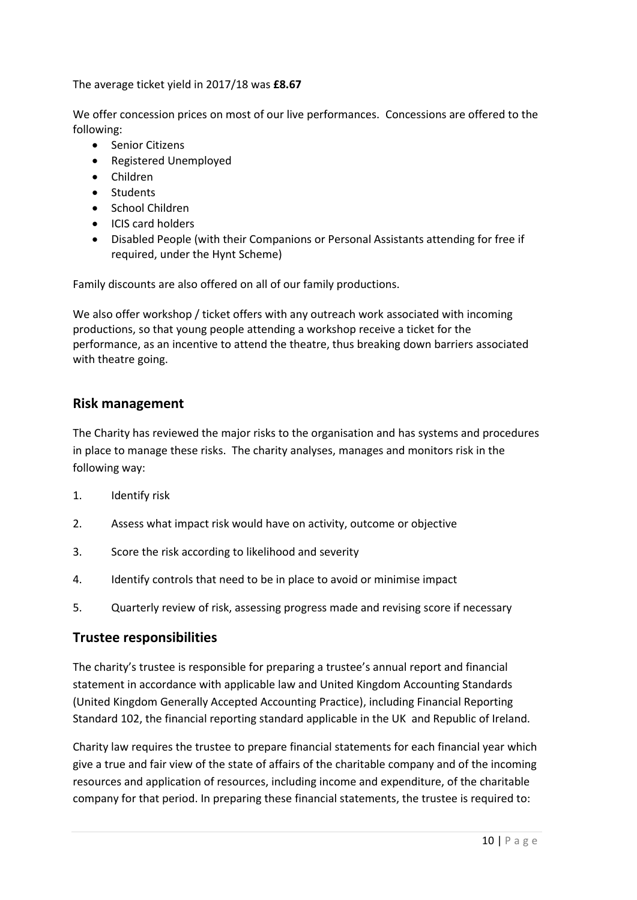The average ticket yield in 2017/18 was **£8.67**

We offer concession prices on most of our live performances. Concessions are offered to the following:

- Senior Citizens
- Registered Unemployed
- Children
- Students
- School Children
- ICIS card holders
- Disabled People (with their Companions or Personal Assistants attending for free if required, under the Hynt Scheme)

Family discounts are also offered on all of our family productions.

We also offer workshop / ticket offers with any outreach work associated with incoming productions, so that young people attending a workshop receive a ticket for the performance, as an incentive to attend the theatre, thus breaking down barriers associated with theatre going.

## Risk management

The Charity has reviewed the major risks to the organisation and has systems and procedures in place to manage these risks. The charity analyses, manages and monitors risk in the following way:

1. Identify risk
2. Assess what impact risk would have on activity, outcome or objective
3. Score the risk according to likelihood and severity
4. Identify controls that need to be in place to avoid or minimise impact
5. Quarterly review of risk, assessing progress made and revising score if necessary

## Trustee responsibilities

The charity's trustee is responsible for preparing a trustee's annual report and financial statement in accordance with applicable law and United Kingdom Accounting Standards (United Kingdom Generally Accepted Accounting Practice), including Financial Reporting Standard 102, the financial reporting standard applicable in the UK and Republic of Ireland.

Charity law requires the trustee to prepare financial statements for each financial year which give a true and fair view of the state of affairs of the charitable company and of the incoming resources and application of resources, including income and expenditure, of the charitable company for that period. In preparing these financial statements, the trustee is required to: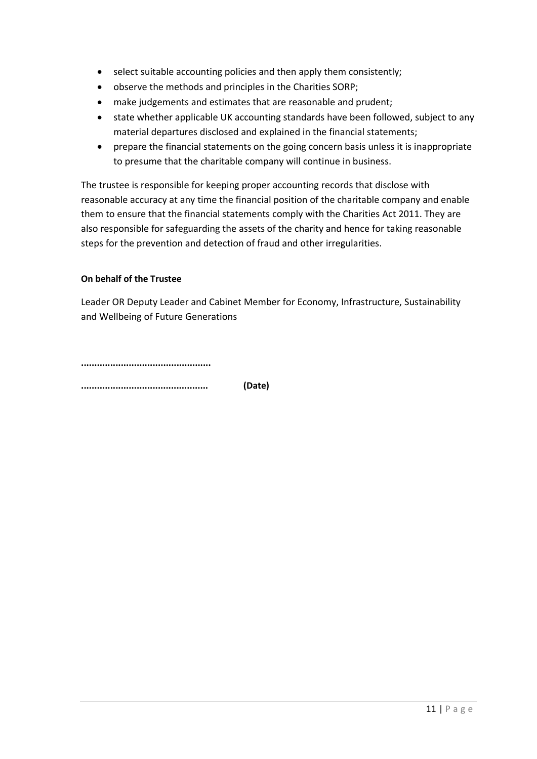- select suitable accounting policies and then apply them consistently;
- observe the methods and principles in the Charities SORP;
- make judgements and estimates that are reasonable and prudent;
- state whether applicable UK accounting standards have been followed, subject to any material departures disclosed and explained in the financial statements;
- prepare the financial statements on the going concern basis unless it is inappropriate to presume that the charitable company will continue in business.

The trustee is responsible for keeping proper accounting records that disclose with reasonable accuracy at any time the financial position of the charitable company and enable them to ensure that the financial statements comply with the Charities Act 2011. They are also responsible for safeguarding the assets of the charity and hence for taking reasonable steps for the prevention and detection of fraud and other irregularities.

**On behalf of the Trustee**

Leader OR Deputy Leader and Cabinet Member for Economy, Infrastructure, Sustainability and Wellbeing of Future Generations

**…………………………………………**

**…………………………………………** **(Date)**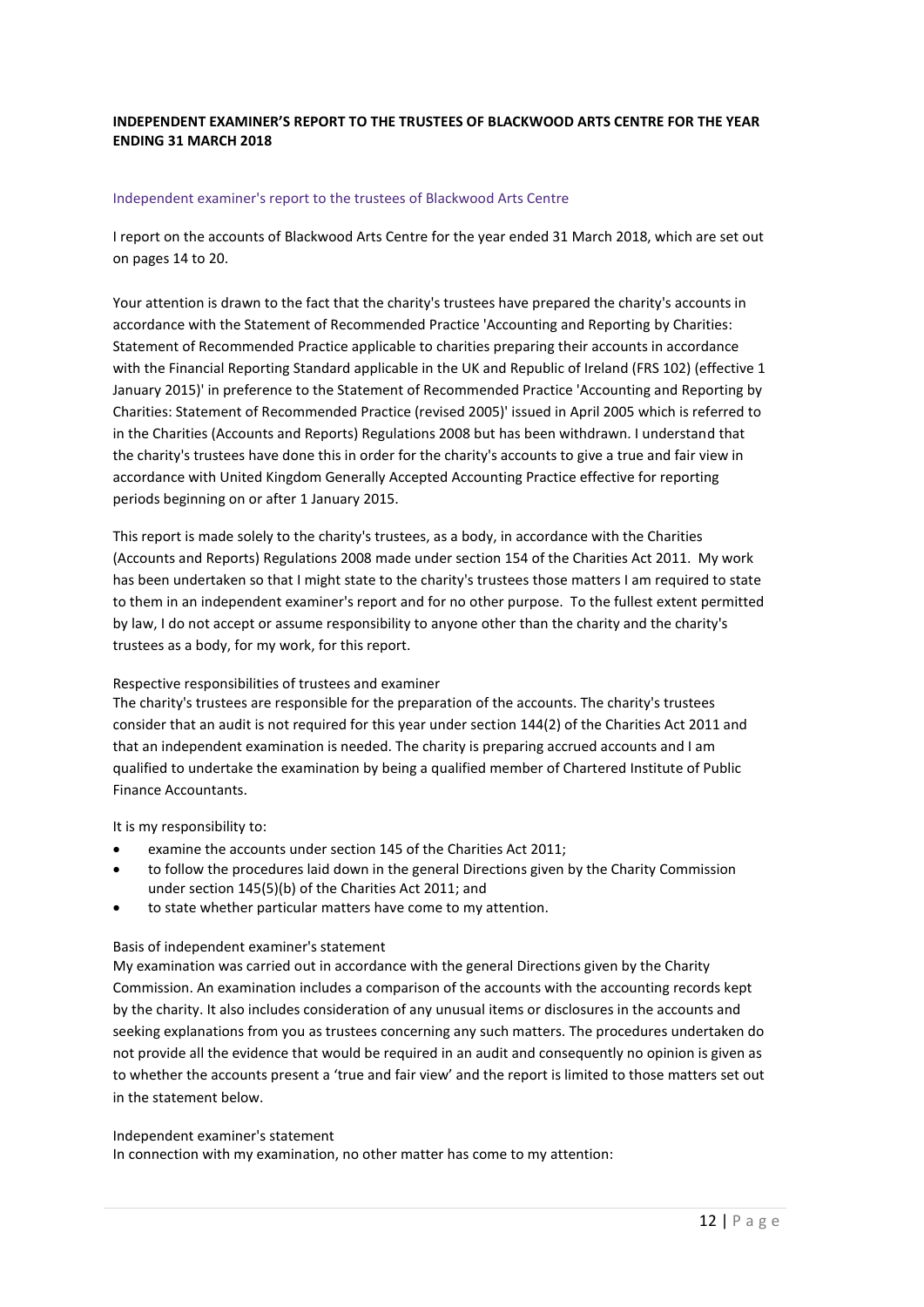**INDEPENDENT EXAMINER'S REPORT TO THE TRUSTEES OF BLACKWOOD ARTS CENTRE FOR THE YEAR ENDING 31 MARCH 2018**

## Independent examiner's report to the trustees of Blackwood Arts Centre

I report on the accounts of Blackwood Arts Centre for the year ended 31 March 2018, which are set out on pages 14 to 20.

Your attention is drawn to the fact that the charity's trustees have prepared the charity's accounts in accordance with the Statement of Recommended Practice 'Accounting and Reporting by Charities: Statement of Recommended Practice applicable to charities preparing their accounts in accordance with the Financial Reporting Standard applicable in the UK and Republic of Ireland (FRS 102) (effective 1 January 2015)' in preference to the Statement of Recommended Practice 'Accounting and Reporting by Charities: Statement of Recommended Practice (revised 2005)' issued in April 2005 which is referred to in the Charities (Accounts and Reports) Regulations 2008 but has been withdrawn. I understand that the charity's trustees have done this in order for the charity's accounts to give a true and fair view in accordance with United Kingdom Generally Accepted Accounting Practice effective for reporting periods beginning on or after 1 January 2015.

This report is made solely to the charity's trustees, as a body, in accordance with the Charities (Accounts and Reports) Regulations 2008 made under section 154 of the Charities Act 2011. My work has been undertaken so that I might state to the charity's trustees those matters I am required to state to them in an independent examiner's report and for no other purpose. To the fullest extent permitted by law, I do not accept or assume responsibility to anyone other than the charity and the charity's trustees as a body, for my work, for this report.

Respective responsibilities of trustees and examiner

The charity's trustees are responsible for the preparation of the accounts. The charity's trustees consider that an audit is not required for this year under section 144(2) of the Charities Act 2011 and that an independent examination is needed. The charity is preparing accrued accounts and I am qualified to undertake the examination by being a qualified member of Chartered Institute of Public Finance Accountants.

It is my responsibility to:

- examine the accounts under section 145 of the Charities Act 2011;
- to follow the procedures laid down in the general Directions given by the Charity Commission under section 145(5)(b) of the Charities Act 2011; and
- to state whether particular matters have come to my attention.

Basis of independent examiner's statement

My examination was carried out in accordance with the general Directions given by the Charity Commission. An examination includes a comparison of the accounts with the accounting records kept by the charity. It also includes consideration of any unusual items or disclosures in the accounts and seeking explanations from you as trustees concerning any such matters. The procedures undertaken do not provide all the evidence that would be required in an audit and consequently no opinion is given as to whether the accounts present a 'true and fair view' and the report is limited to those matters set out in the statement below.

Independent examiner's statement

In connection with my examination, no other matter has come to my attention: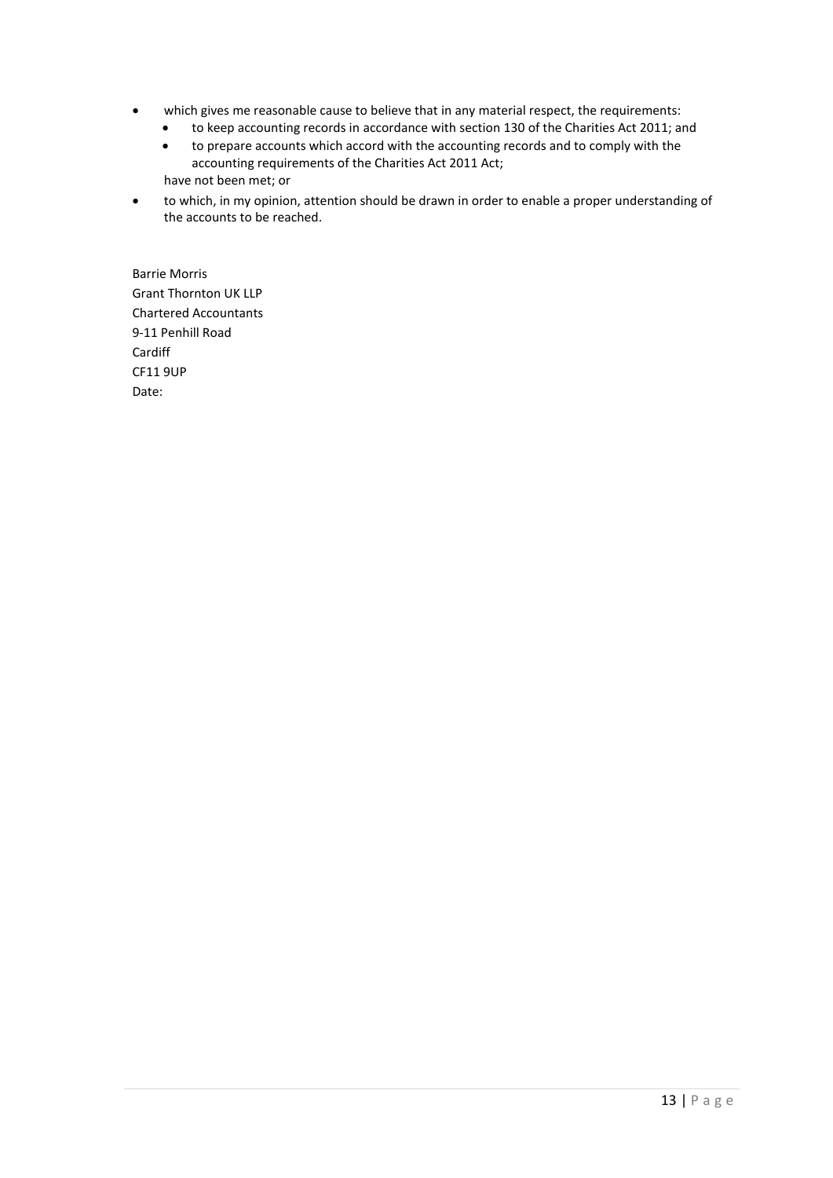- which gives me reasonable cause to believe that in any material respect, the requirements:
  - to keep accounting records in accordance with section 130 of the Charities Act 2011; and
  - to prepare accounts which accord with the accounting records and to comply with the accounting requirements of the Charities Act 2011 Act;

  have not been met; or
- to which, in my opinion, attention should be drawn in order to enable a proper understanding of the accounts to be reached.

Barrie Morris  
Grant Thornton UK LLP  
Chartered Accountants  
9-11 Penhill Road  
Cardiff  
CF11 9UP  
Date: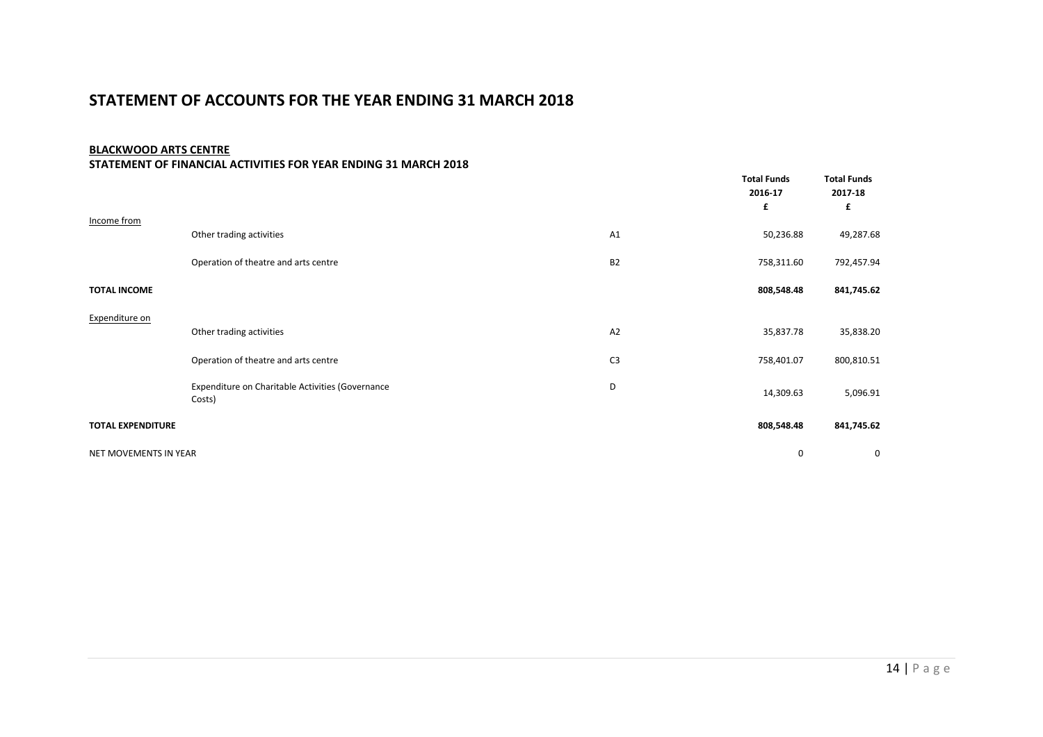# STATEMENT OF ACCOUNTS FOR THE YEAR ENDING 31 MARCH 2018

**BLACKWOOD ARTS CENTRE**

**STATEMENT OF FINANCIAL ACTIVITIES FOR YEAR ENDING 31 MARCH 2018**

| | | | **Total Funds 2016-17 £** | **Total Funds 2017-18 £** |
|---|---|---|---|---|
| Income from | | | | |
| | Other trading activities | A1 | 50,236.88 | 49,287.68 |
| | Operation of theatre and arts centre | B2 | 758,311.60 | 792,457.94 |
| **TOTAL INCOME** | | | **808,548.48** | **841,745.62** |
| Expenditure on | | | | |
| | Other trading activities | A2 | 35,837.78 | 35,838.20 |
| | Operation of theatre and arts centre | C3 | 758,401.07 | 800,810.51 |
| | Expenditure on Charitable Activities (Governance Costs) | D | 14,309.63 | 5,096.91 |
| **TOTAL EXPENDITURE** | | | **808,548.48** | **841,745.62** |
| NET MOVEMENTS IN YEAR | | | 0 | 0 |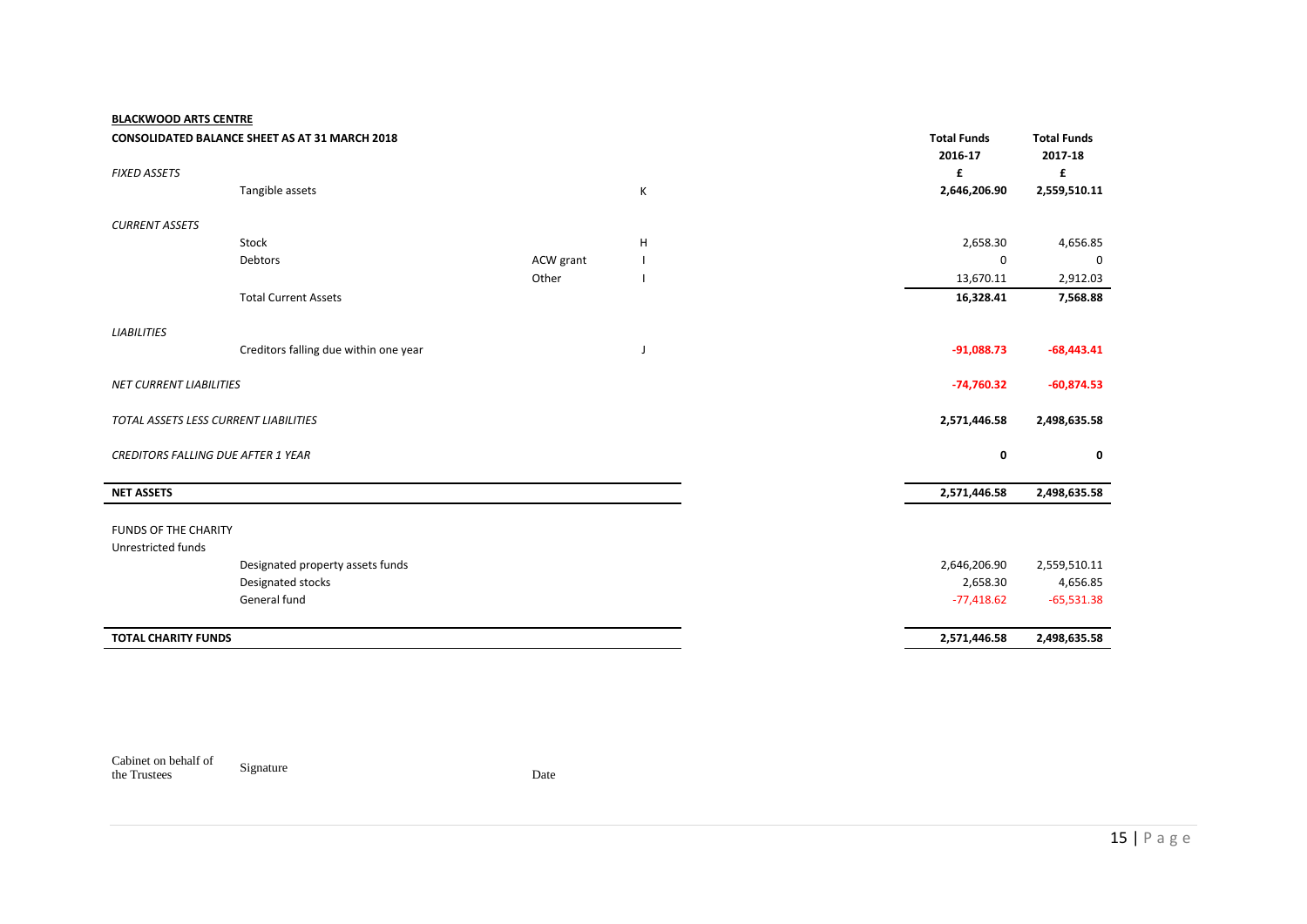**BLACKWOOD ARTS CENTRE**

**CONSOLIDATED BALANCE SHEET AS AT 31 MARCH 2018**

| | | | | Total Funds 2016-17 | Total Funds 2017-18 |
|---|---|---|---|---|---|
| *FIXED ASSETS* | | | | **£** | **£** |
| | Tangible assets | | K | **2,646,206.90** | **2,559,510.11** |
| *CURRENT ASSETS* | | | | | |
| | Stock | | H | 2,658.30 | 4,656.85 |
| | Debtors | ACW grant | I | 0 | 0 |
| | | Other | I | 13,670.11 | 2,912.03 |
| | Total Current Assets | | | **16,328.41** | **7,568.88** |
| *LIABILITIES* | | | | | |
| | Creditors falling due within one year | | J | **-91,088.73** | **-68,443.41** |
| *NET CURRENT LIABILITIES* | | | | **-74,760.32** | **-60,874.53** |
| *TOTAL ASSETS LESS CURRENT LIABILITIES* | | | | **2,571,446.58** | **2,498,635.58** |
| *CREDITORS FALLING DUE AFTER 1 YEAR* | | | | **0** | **0** |
| **NET ASSETS** | | | | **2,571,446.58** | **2,498,635.58** |
| FUNDS OF THE CHARITY | | | | | |
| Unrestricted funds | | | | | |
| | Designated property assets funds | | | 2,646,206.90 | 2,559,510.11 |
| | Designated stocks | | | 2,658.30 | 4,656.85 |
| | General fund | | | -77,418.62 | -65,531.38 |
| **TOTAL CHARITY FUNDS** | | | | **2,571,446.58** | **2,498,635.58** |

Cabinet on behalf of the Trustees    Signature    Date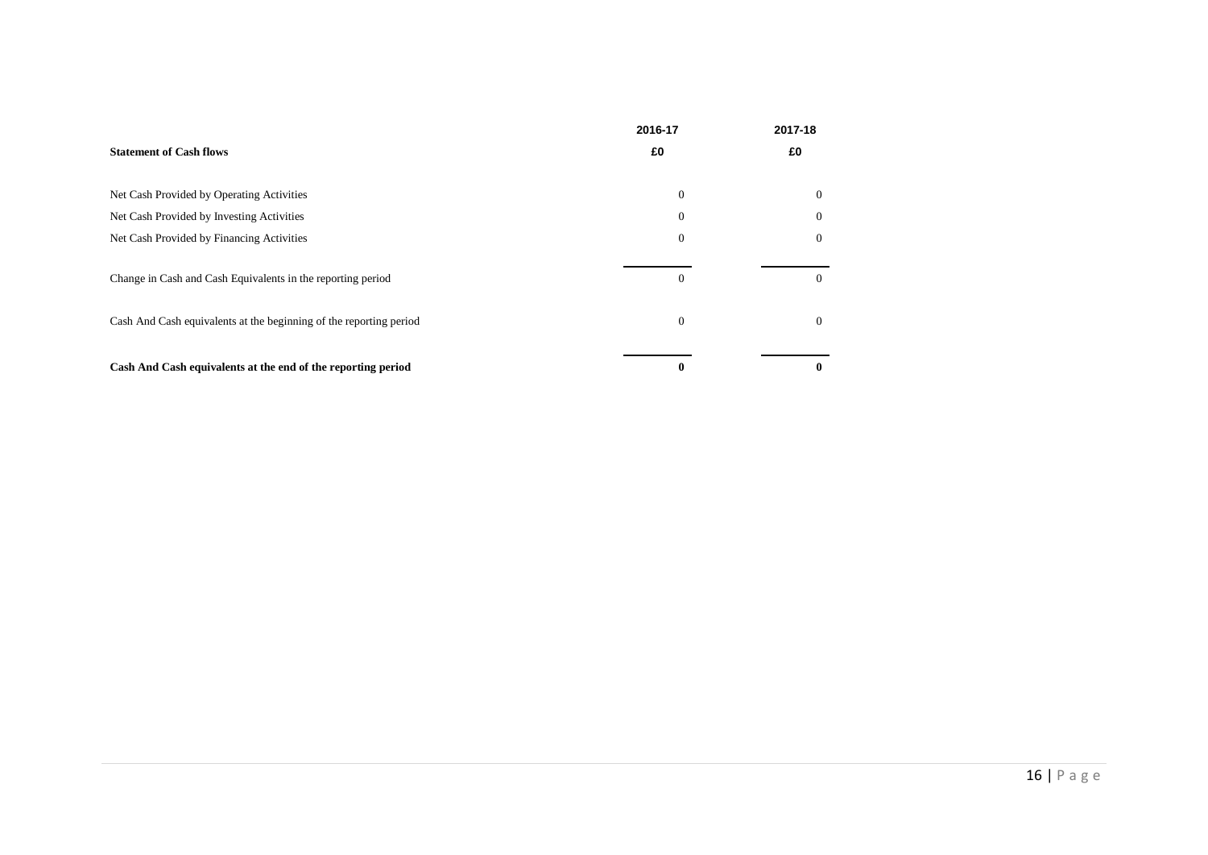| **Statement of Cash flows** | **2016-17**<br>**£0** | **2017-18**<br>**£0** |
|---|---|---|
| Net Cash Provided by Operating Activities | 0 | 0 |
| Net Cash Provided by Investing Activities | 0 | 0 |
| Net Cash Provided by Financing Activities | 0 | 0 |
| Change in Cash and Cash Equivalents in the reporting period | 0 | 0 |
| Cash And Cash equivalents at the beginning of the reporting period | 0 | 0 |
| **Cash And Cash equivalents at the end of the reporting period** | **0** | **0** |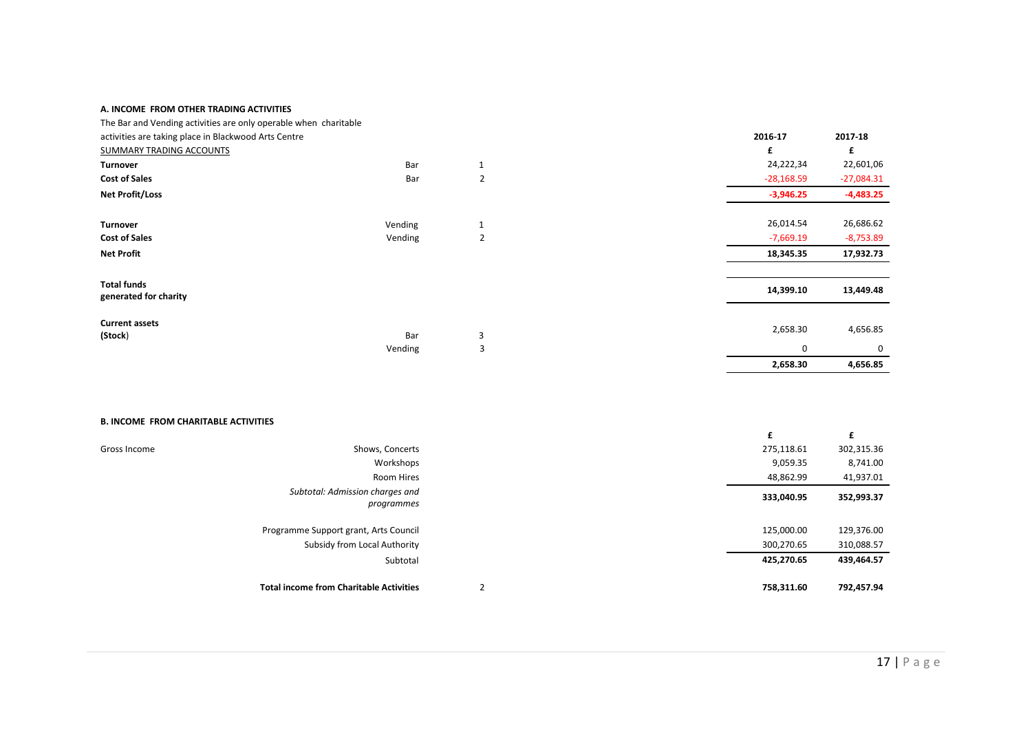**A. INCOME FROM OTHER TRADING ACTIVITIES**

The Bar and Vending activities are only operable when charitable activities are taking place in Blackwood Arts Centre

| SUMMARY TRADING ACCOUNTS | | | 2016-17 | 2017-18 |
|---|---|---|---|---|
| | | | £ | £ |
| **Turnover** | Bar | 1 | 24,222,34 | 22,601,06 |
| **Cost of Sales** | Bar | 2 | -28,168.59 | -27,084.31 |
| **Net Profit/Loss** | | | **-3,946.25** | **-4,483.25** |
| **Turnover** | Vending | 1 | 26,014.54 | 26,686.62 |
| **Cost of Sales** | Vending | 2 | -7,669.19 | -8,753.89 |
| **Net Profit** | | | **18,345.35** | **17,932.73** |
| **Total funds generated for charity** | | | **14,399.10** | **13,449.48** |
| **Current assets (Stock)** | Bar | 3 | 2,658.30 | 4,656.85 |
| | Vending | 3 | 0 | 0 |
| | | | **2,658.30** | **4,656.85** |

**B. INCOME FROM CHARITABLE ACTIVITIES**

| | | | £ | £ |
|---|---|---|---|---|
| Gross Income | Shows, Concerts | | 275,118.61 | 302,315.36 |
| | Workshops | | 9,059.35 | 8,741.00 |
| | Room Hires | | 48,862.99 | 41,937.01 |
| | *Subtotal: Admission charges and programmes* | | **333,040.95** | **352,993.37** |
| | Programme Support grant, Arts Council | | 125,000.00 | 129,376.00 |
| | Subsidy from Local Authority | | 300,270.65 | 310,088.57 |
| | Subtotal | | **425,270.65** | **439,464.57** |
| | **Total income from Charitable Activities** | 2 | **758,311.60** | **792,457.94** |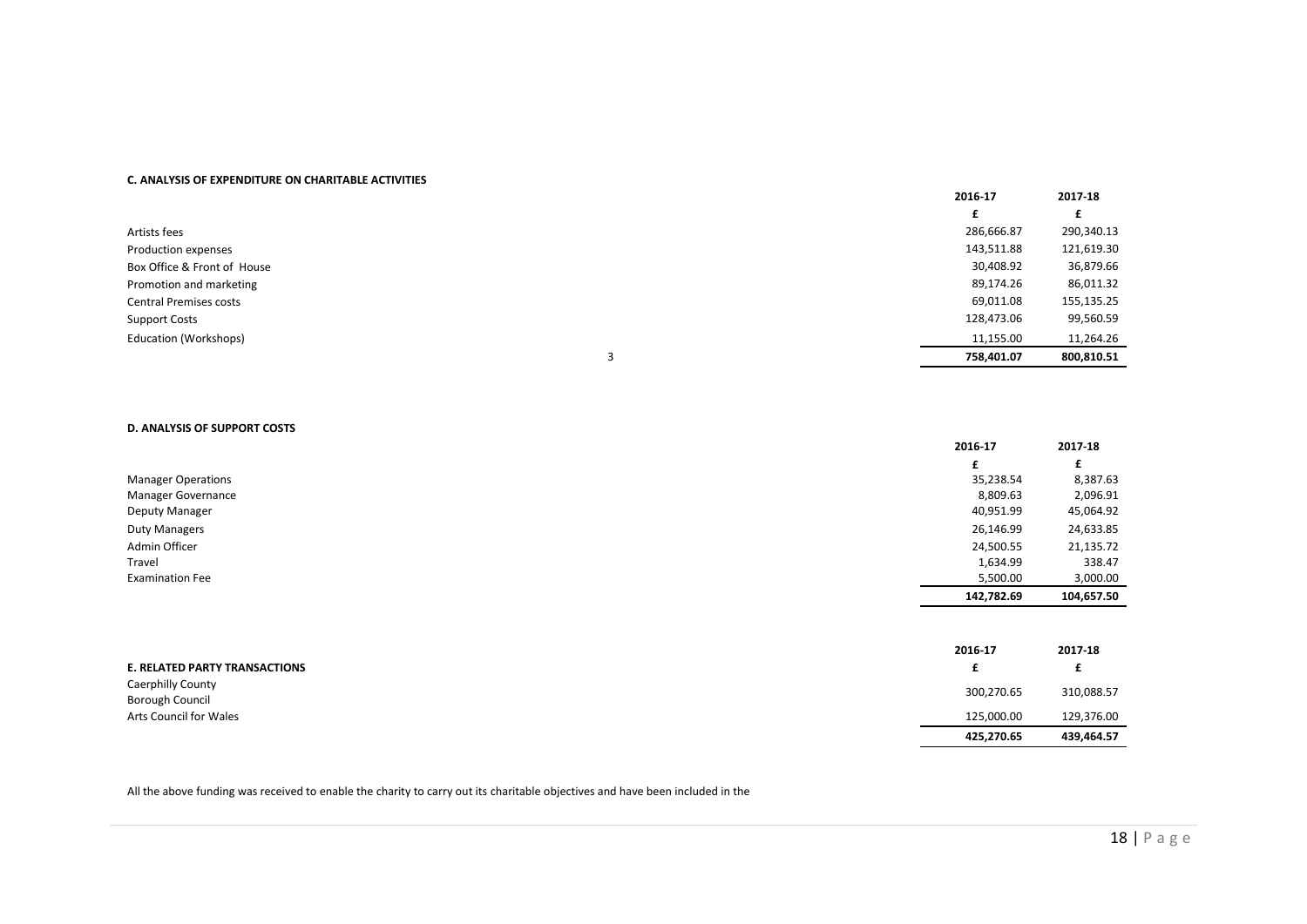**C. ANALYSIS OF EXPENDITURE ON CHARITABLE ACTIVITIES**

| | | 2016-17 | 2017-18 |
|---|---|---|---|
| | | £ | £ |
| Artists fees | | 286,666.87 | 290,340.13 |
| Production expenses | | 143,511.88 | 121,619.30 |
| Box Office & Front of House | | 30,408.92 | 36,879.66 |
| Promotion and marketing | | 89,174.26 | 86,011.32 |
| Central Premises costs | | 69,011.08 | 155,135.25 |
| Support Costs | | 128,473.06 | 99,560.59 |
| Education (Workshops) | | 11,155.00 | 11,264.26 |
| | 3 | **758,401.07** | **800,810.51** |

**D. ANALYSIS OF SUPPORT COSTS**

| | 2016-17 | 2017-18 |
|---|---|---|
| | £ | £ |
| Manager Operations | 35,238.54 | 8,387.63 |
| Manager Governance | 8,809.63 | 2,096.91 |
| Deputy Manager | 40,951.99 | 45,064.92 |
| Duty Managers | 26,146.99 | 24,633.85 |
| Admin Officer | 24,500.55 | 21,135.72 |
| Travel | 1,634.99 | 338.47 |
| Examination Fee | 5,500.00 | 3,000.00 |
| | **142,782.69** | **104,657.50** |

| | 2016-17 | 2017-18 |
|---|---|---|
| **E. RELATED PARTY TRANSACTIONS** | £ | £ |
| Caerphilly County Borough Council | 300,270.65 | 310,088.57 |
| Arts Council for Wales | 125,000.00 | 129,376.00 |
| | **425,270.65** | **439,464.57** |

All the above funding was received to enable the charity to carry out its charitable objectives and have been included in the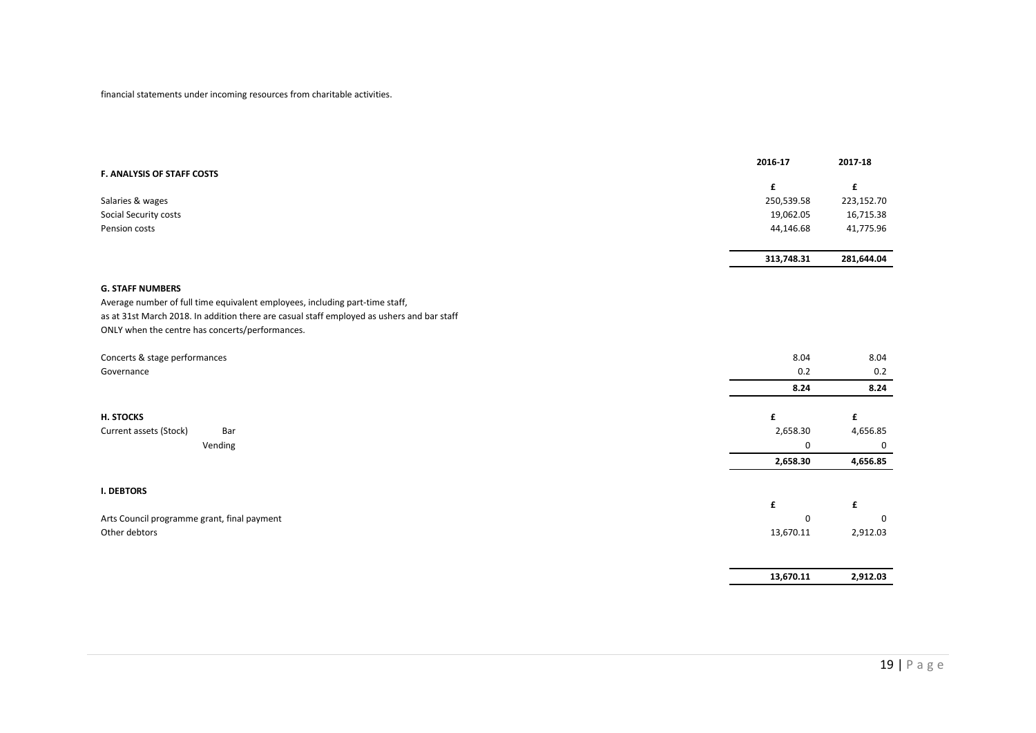financial statements under incoming resources from charitable activities.

| | 2016-17 | 2017-18 |
|---|---|---|
| **F. ANALYSIS OF STAFF COSTS** | | |
| | £ | £ |
| Salaries & wages | 250,539.58 | 223,152.70 |
| Social Security costs | 19,062.05 | 16,715.38 |
| Pension costs | 44,146.68 | 41,775.96 |
| | **313,748.31** | **281,644.04** |

**G. STAFF NUMBERS**

Average number of full time equivalent employees, including part-time staff,
as at 31st March 2018. In addition there are casual staff employed as ushers and bar staff
ONLY when the centre has concerts/performances.

| | 2016-17 | 2017-18 |
|---|---|---|
| Concerts & stage performances | 8.04 | 8.04 |
| Governance | 0.2 | 0.2 |
| | **8.24** | **8.24** |

| **H. STOCKS** | | £ | £ |
|---|---|---|---|
| Current assets (Stock) | Bar | 2,658.30 | 4,656.85 |
| | Vending | 0 | 0 |
| | | **2,658.30** | **4,656.85** |

| **I. DEBTORS** | | |
|---|---|---|
| | £ | £ |
| Arts Council programme grant, final payment | 0 | 0 |
| Other debtors | 13,670.11 | 2,912.03 |
| | **13,670.11** | **2,912.03** |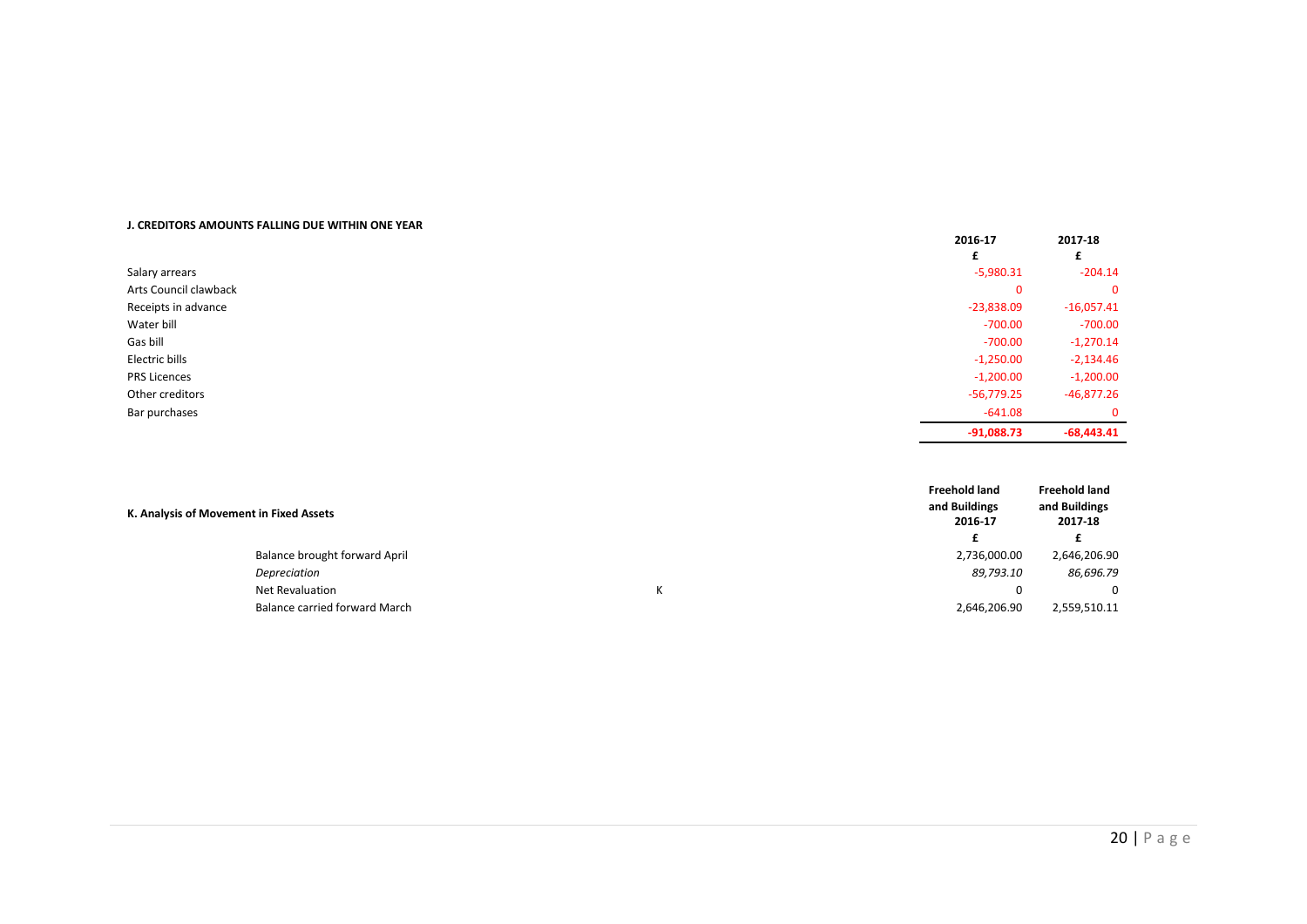#### J. CREDITORS AMOUNTS FALLING DUE WITHIN ONE YEAR

| | 2016-17 | 2017-18 |
|---|---|---|
| | £ | £ |
| Salary arrears | -5,980.31 | -204.14 |
| Arts Council clawback | 0 | 0 |
| Receipts in advance | -23,838.09 | -16,057.41 |
| Water bill | -700.00 | -700.00 |
| Gas bill | -700.00 | -1,270.14 |
| Electric bills | -1,250.00 | -2,134.46 |
| PRS Licences | -1,200.00 | -1,200.00 |
| Other creditors | -56,779.25 | -46,877.26 |
| Bar purchases | -641.08 | 0 |
| | **-91,088.73** | **-68,443.41** |

#### K. Analysis of Movement in Fixed Assets

| | | Freehold land and Buildings 2016-17 | Freehold land and Buildings 2017-18 |
|---|---|---|---|
| | | £ | £ |
| Balance brought forward April | | 2,736,000.00 | 2,646,206.90 |
| *Depreciation* | | *89,793.10* | *86,696.79* |
| Net Revaluation | K | 0 | 0 |
| Balance carried forward March | | 2,646,206.90 | 2,559,510.11 |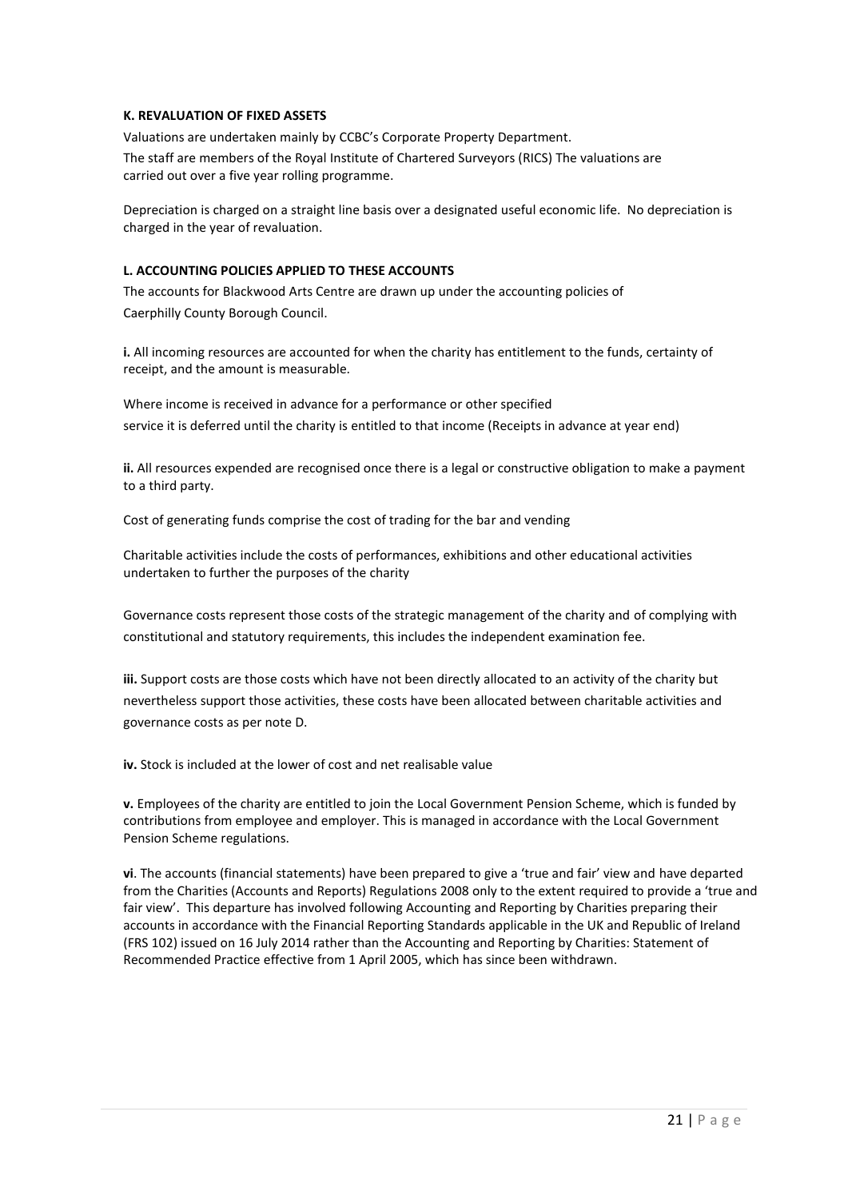**K. REVALUATION OF FIXED ASSETS**

Valuations are undertaken mainly by CCBC's Corporate Property Department.
The staff are members of the Royal Institute of Chartered Surveyors (RICS) The valuations are carried out over a five year rolling programme.

Depreciation is charged on a straight line basis over a designated useful economic life. No depreciation is charged in the year of revaluation.

**L. ACCOUNTING POLICIES APPLIED TO THESE ACCOUNTS**

The accounts for Blackwood Arts Centre are drawn up under the accounting policies of Caerphilly County Borough Council.

**i.** All incoming resources are accounted for when the charity has entitlement to the funds, certainty of receipt, and the amount is measurable.

Where income is received in advance for a performance or other specified service it is deferred until the charity is entitled to that income (Receipts in advance at year end)

**ii.** All resources expended are recognised once there is a legal or constructive obligation to make a payment to a third party.

Cost of generating funds comprise the cost of trading for the bar and vending

Charitable activities include the costs of performances, exhibitions and other educational activities undertaken to further the purposes of the charity

Governance costs represent those costs of the strategic management of the charity and of complying with constitutional and statutory requirements, this includes the independent examination fee.

**iii.** Support costs are those costs which have not been directly allocated to an activity of the charity but nevertheless support those activities, these costs have been allocated between charitable activities and governance costs as per note D.

**iv.** Stock is included at the lower of cost and net realisable value

**v.** Employees of the charity are entitled to join the Local Government Pension Scheme, which is funded by contributions from employee and employer. This is managed in accordance with the Local Government Pension Scheme regulations.

**vi**. The accounts (financial statements) have been prepared to give a 'true and fair' view and have departed from the Charities (Accounts and Reports) Regulations 2008 only to the extent required to provide a 'true and fair view'. This departure has involved following Accounting and Reporting by Charities preparing their accounts in accordance with the Financial Reporting Standards applicable in the UK and Republic of Ireland (FRS 102) issued on 16 July 2014 rather than the Accounting and Reporting by Charities: Statement of Recommended Practice effective from 1 April 2005, which has since been withdrawn.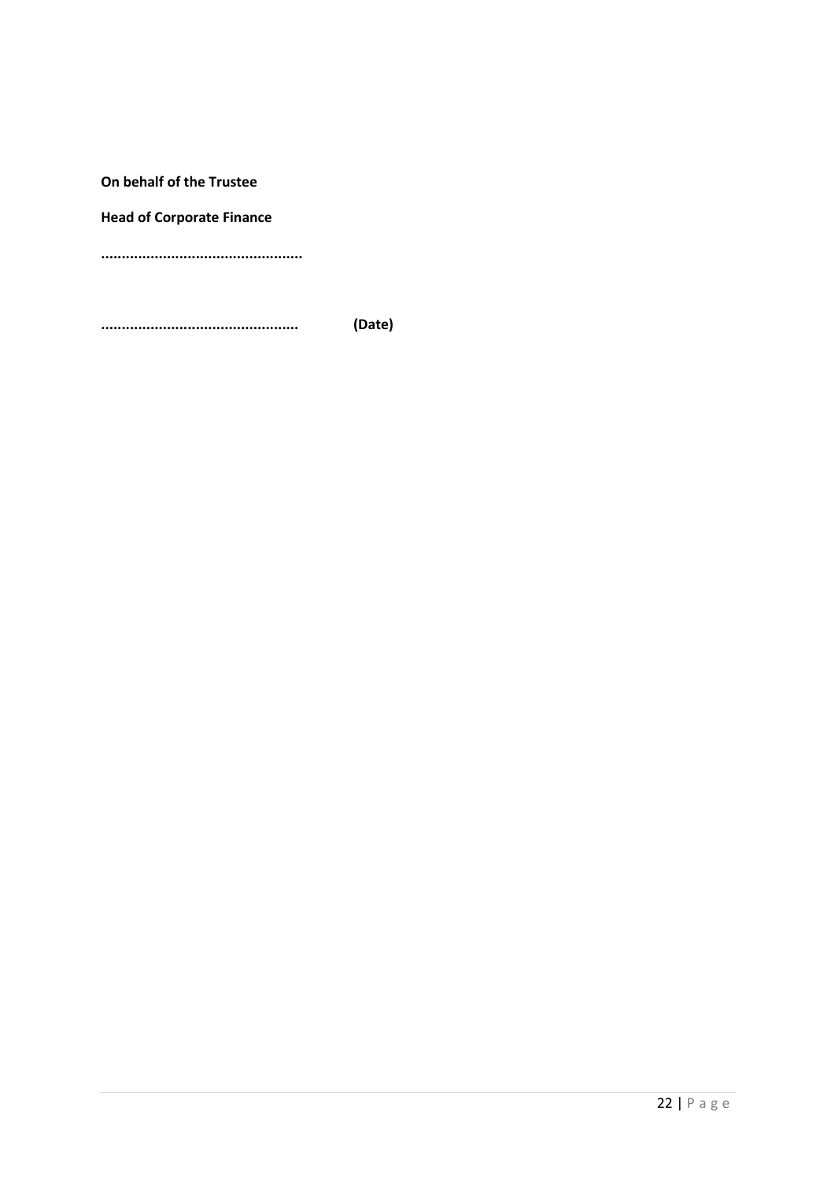**On behalf of the Trustee**

**Head of Corporate Finance**

**...............................................**

**...............................................** **(Date)**